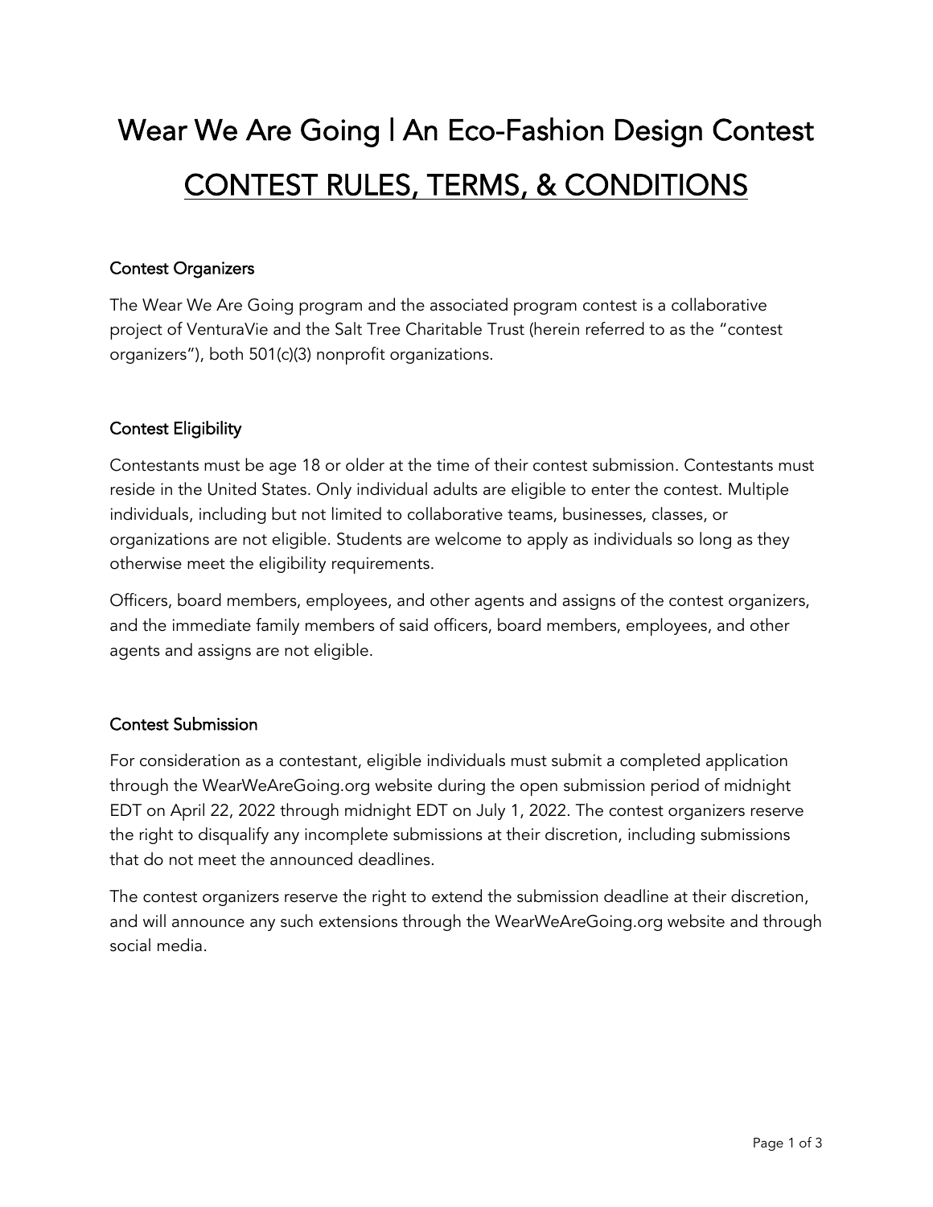# Wear We Are Going | An Eco-Fashion Design Contest

## CONTEST RULES, TERMS, & CONDITIONS

### Contest Organizers

The Wear We Are Going program and the associated program contest is a collaborative project of VenturaVie and the Salt Tree Charitable Trust (herein referred to as the "contest organizers"), both 501(c)(3) nonprofit organizations.

### Contest Eligibility

Contestants must be age 18 or older at the time of their contest submission. Contestants must reside in the United States. Only individual adults are eligible to enter the contest. Multiple individuals, including but not limited to collaborative teams, businesses, classes, or organizations are not eligible. Students are welcome to apply as individuals so long as they otherwise meet the eligibility requirements.

Officers, board members, employees, and other agents and assigns of the contest organizers, and the immediate family members of said officers, board members, employees, and other agents and assigns are not eligible.

### Contest Submission

For consideration as a contestant, eligible individuals must submit a completed application through the WearWeAreGoing.org website during the open submission period of midnight EDT on April 22, 2022 through midnight EDT on July 1, 2022. The contest organizers reserve the right to disqualify any incomplete submissions at their discretion, including submissions that do not meet the announced deadlines.

The contest organizers reserve the right to extend the submission deadline at their discretion, and will announce any such extensions through the WearWeAreGoing.org website and through social media.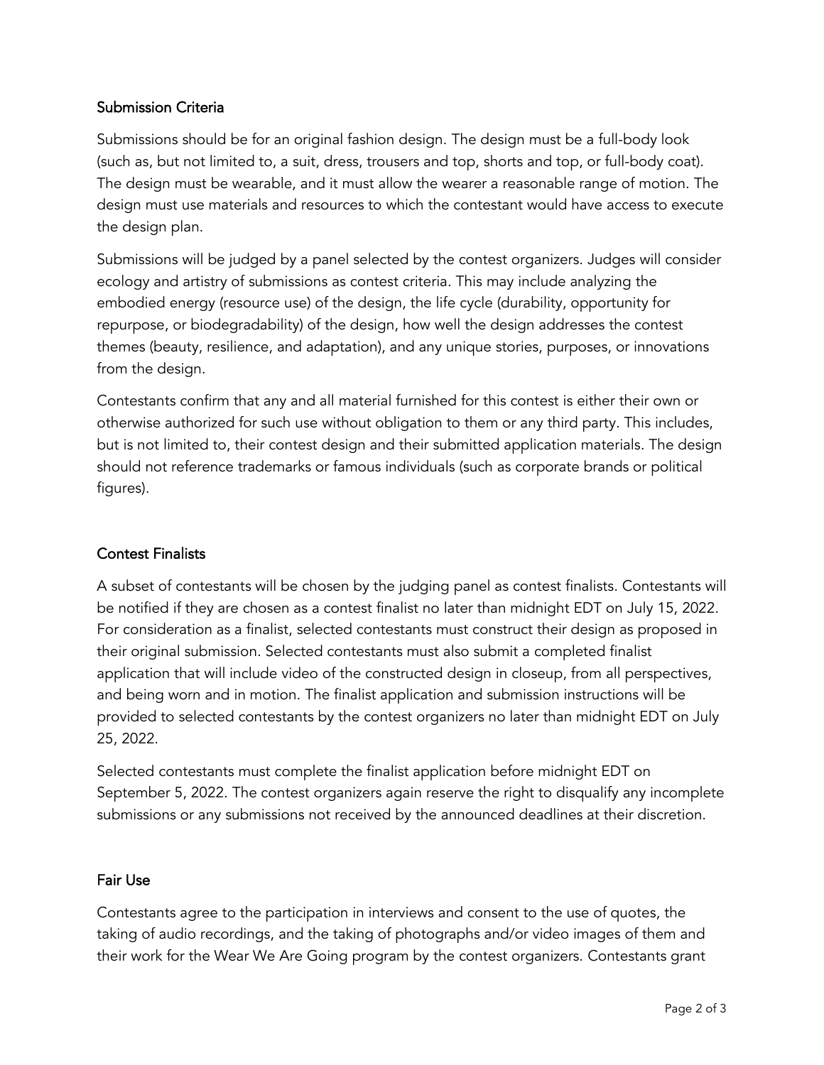## Submission Criteria

Submissions should be for an original fashion design. The design must be a full-body look (such as, but not limited to, a suit, dress, trousers and top, shorts and top, or full-body coat). The design must be wearable, and it must allow the wearer a reasonable range of motion. The design must use materials and resources to which the contestant would have access to execute the design plan.

Submissions will be judged by a panel selected by the contest organizers. Judges will consider ecology and artistry of submissions as contest criteria. This may include analyzing the embodied energy (resource use) of the design, the life cycle (durability, opportunity for repurpose, or biodegradability) of the design, how well the design addresses the contest themes (beauty, resilience, and adaptation), and any unique stories, purposes, or innovations from the design.

Contestants confirm that any and all material furnished for this contest is either their own or otherwise authorized for such use without obligation to them or any third party. This includes, but is not limited to, their contest design and their submitted application materials. The design should not reference trademarks or famous individuals (such as corporate brands or political figures).

## Contest Finalists

A subset of contestants will be chosen by the judging panel as contest finalists. Contestants will be notified if they are chosen as a contest finalist no later than midnight EDT on July 15, 2022. For consideration as a finalist, selected contestants must construct their design as proposed in their original submission. Selected contestants must also submit a completed finalist application that will include video of the constructed design in closeup, from all perspectives, and being worn and in motion. The finalist application and submission instructions will be provided to selected contestants by the contest organizers no later than midnight EDT on July 25, 2022.

Selected contestants must complete the finalist application before midnight EDT on September 5, 2022. The contest organizers again reserve the right to disqualify any incomplete submissions or any submissions not received by the announced deadlines at their discretion.

## Fair Use

Contestants agree to the participation in interviews and consent to the use of quotes, the taking of audio recordings, and the taking of photographs and/or video images of them and their work for the Wear We Are Going program by the contest organizers. Contestants grant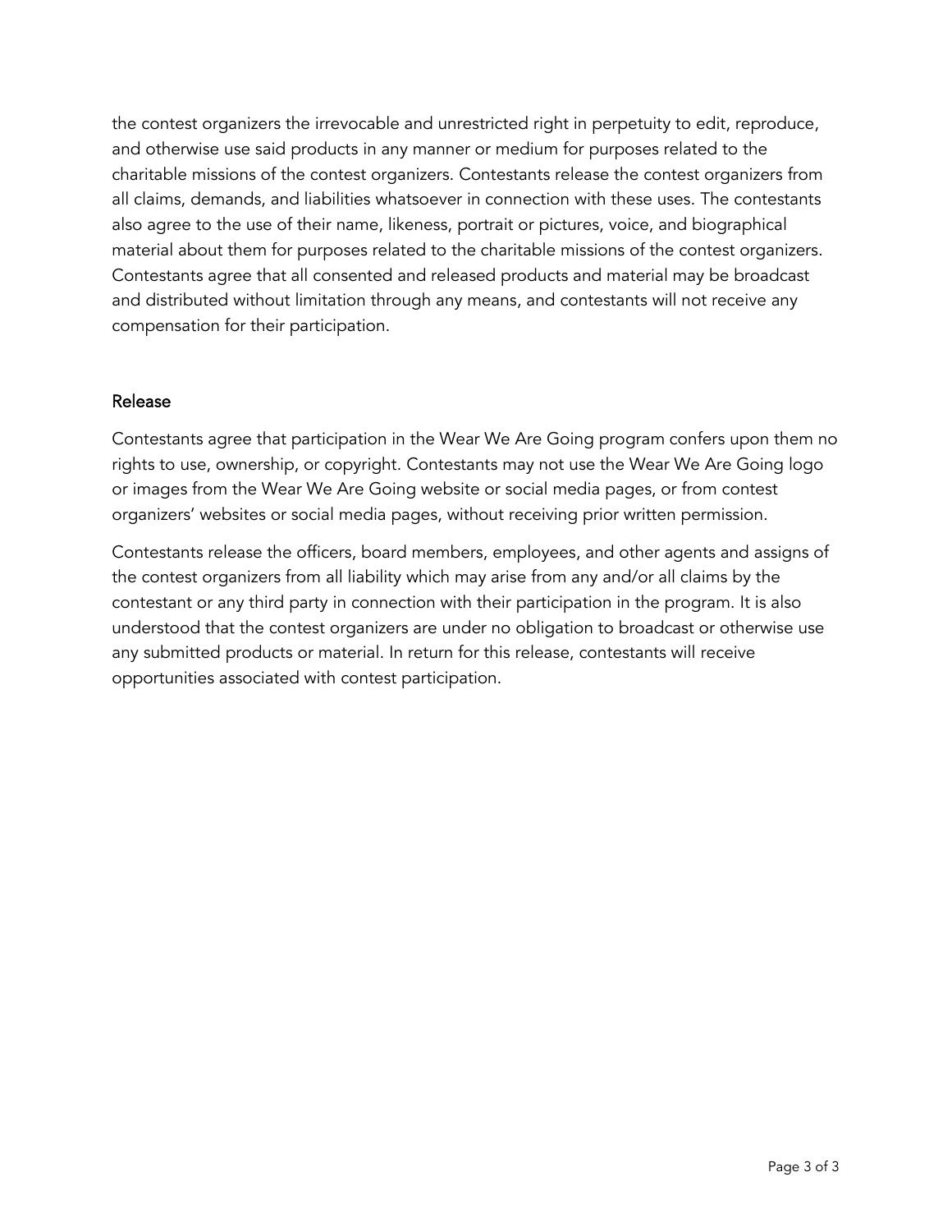the contest organizers the irrevocable and unrestricted right in perpetuity to edit, reproduce, and otherwise use said products in any manner or medium for purposes related to the charitable missions of the contest organizers. Contestants release the contest organizers from all claims, demands, and liabilities whatsoever in connection with these uses. The contestants also agree to the use of their name, likeness, portrait or pictures, voice, and biographical material about them for purposes related to the charitable missions of the contest organizers. Contestants agree that all consented and released products and material may be broadcast and distributed without limitation through any means, and contestants will not receive any compensation for their participation.

## Release

Contestants agree that participation in the Wear We Are Going program confers upon them no rights to use, ownership, or copyright. Contestants may not use the Wear We Are Going logo or images from the Wear We Are Going website or social media pages, or from contest organizers' websites or social media pages, without receiving prior written permission.

Contestants release the officers, board members, employees, and other agents and assigns of the contest organizers from all liability which may arise from any and/or all claims by the contestant or any third party in connection with their participation in the program. It is also understood that the contest organizers are under no obligation to broadcast or otherwise use any submitted products or material. In return for this release, contestants will receive opportunities associated with contest participation.